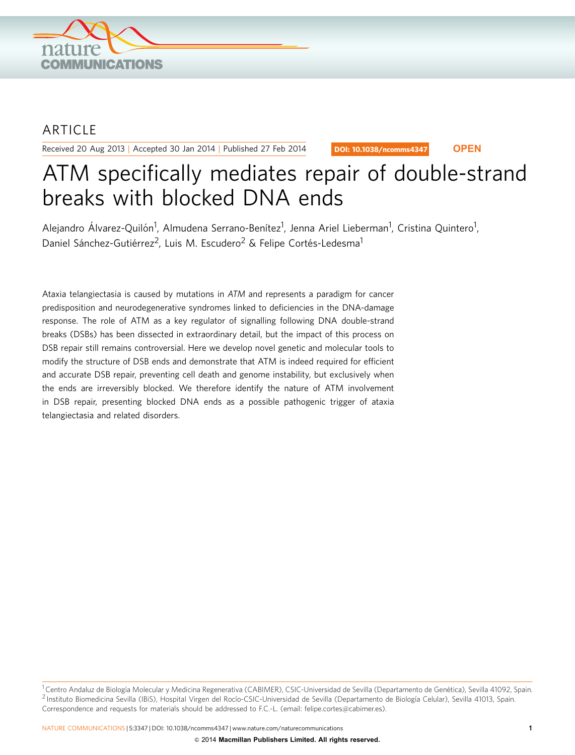ARTICLE

Received 20 Aug 2013 | Accepted 30 Jan 2014 | Published 27 Feb 2014

DOI: 10.1038/ncomms4347 **OPEN**

# ATM specifically mediates repair of double-strand breaks with blocked DNA ends

Alejandro Álvarez-Quilón[1], Almudena Serrano-Benítez[1], Jenna Ariel Lieberman[1], Cristina Quintero[1], Daniel Sánchez-Gutiérrez[2], Luis M. Escudero[2] & Felipe Cortés-Ledesma[1]

Ataxia telangiectasia is caused by mutations in *ATM* and represents a paradigm for cancer predisposition and neurodegenerative syndromes linked to deficiencies in the DNA-damage response. The role of ATM as a key regulator of signalling following DNA double-strand breaks (DSBs) has been dissected in extraordinary detail, but the impact of this process on DSB repair still remains controversial. Here we develop novel genetic and molecular tools to modify the structure of DSB ends and demonstrate that ATM is indeed required for efficient and accurate DSB repair, preventing cell death and genome instability, but exclusively when the ends are irreversibly blocked. We therefore identify the nature of ATM involvement in DSB repair, presenting blocked DNA ends as a possible pathogenic trigger of ataxia telangiectasia and related disorders.

[1] Centro Andaluz de Biología Molecular y Medicina Regenerativa (CABIMER), CSIC-Universidad de Sevilla (Departamento de Genética), Sevilla 41092, Spain. [2] Instituto Biomedicina Sevilla (IBiS), Hospital Virgen del Rocío-CSIC-Universidad de Sevilla (Departamento de Biología Celular), Sevilla 41013, Spain. Correspondence and requests for materials should be addressed to F.C.-L. (email: felipe.cortes@cabimer.es).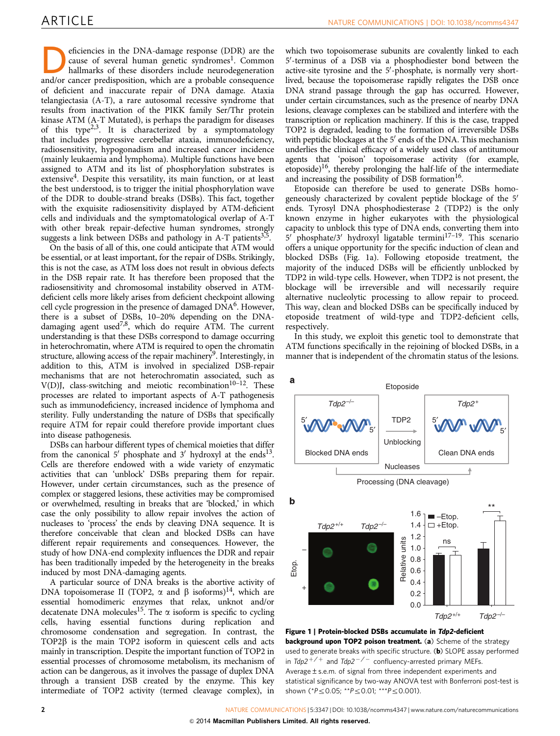Deficiencies in the DNA-damage response (DDR) are the cause of several human genetic syndromes[1]. Common hallmarks of these disorders include neurodegeneration and/or cancer predisposition, which are a probable consequence of deficient and inaccurate repair of DNA damage. Ataxia telangiectasia (A-T), a rare autosomal recessive syndrome that results from inactivation of the PIKK family Ser/Thr protein kinase ATM (A-T Mutated), is perhaps the paradigm for diseases of this type[2,3]. It is characterized by a symptomatology that includes progressive cerebellar ataxia, immunodeficiency, radiosensitivity, hypogonadism and increased cancer incidence (mainly leukaemia and lymphoma). Multiple functions have been assigned to ATM and its list of phosphorylation substrates is extensive[4]. Despite this versatility, its main function, or at least the best understood, is to trigger the initial phosphorylation wave of the DDR to double-strand breaks (DSBs). This fact, together with the exquisite radiosensitivity displayed by ATM-deficient cells and individuals and the symptomatological overlap of A-T with other break repair-defective human syndromes, strongly suggests a link between DSBs and pathology in A-T patients[3,5].

On the basis of all of this, one could anticipate that ATM would be essential, or at least important, for the repair of DSBs. Strikingly, this is not the case, as ATM loss does not result in obvious defects in the DSB repair rate. It has therefore been proposed that the radiosensitivity and chromosomal instability observed in ATM-deficient cells more likely arises from deficient checkpoint allowing cell cycle progression in the presence of damaged DNA[6]. However, there is a subset of DSBs, 10–20% depending on the DNA-damaging agent used[7,8], which do require ATM. The current understanding is that these DSBs correspond to damage occurring in heterochromatin, where ATM is required to open the chromatin structure, allowing access of the repair machinery[9]. Interestingly, in addition to this, ATM is involved in specialized DSB-repair mechanisms that are not heterochromatin associated, such as V(D)J, class-switching and meiotic recombination[10–12]. These processes are related to important aspects of A-T pathogenesis such as immunodeficiency, increased incidence of lymphoma and sterility. Fully understanding the nature of DSBs that specifically require ATM for repair could therefore provide important clues into disease pathogenesis.

DSBs can harbour different types of chemical moieties that differ from the canonical 5′ phosphate and 3′ hydroxyl at the ends[13]. Cells are therefore endowed with a wide variety of enzymatic activities that can 'unblock' DSBs preparing them for repair. However, under certain circumstances, such as the presence of complex or staggered lesions, these activities may be compromised or overwhelmed, resulting in breaks that are 'blocked,' in which case the only possibility to allow repair involves the action of nucleases to 'process' the ends by cleaving DNA sequence. It is therefore conceivable that clean and blocked DSBs can have different repair requirements and consequences. However, the study of how DNA-end complexity influences the DDR and repair has been traditionally impeded by the heterogeneity in the breaks induced by most DNA-damaging agents.

A particular source of DNA breaks is the abortive activity of DNA topoisomerase II (TOP2, α and β isoforms)[14], which are essential homodimeric enzymes that relax, unknot and/or decatenate DNA molecules[15]. The α isoform is specific to cycling cells, having essential functions during replication and chromosome condensation and segregation. In contrast, the TOP2β is the main TOP2 isoform in quiescent cells and acts mainly in transcription. Despite the important function of TOP2 in essential processes of chromosome metabolism, its mechanism of action can be dangerous, as it involves the passage of duplex DNA through a transient DSB created by the enzyme. This key intermediate of TOP2 activity (termed cleavage complex), in which two topoisomerase subunits are covalently linked to each 5′-terminus of a DSB via a phosphodiester bond between the active-site tyrosine and the 5′-phosphate, is normally very short-lived, because the topoisomerase rapidly religates the DSB once DNA strand passage through the gap has occurred. However, under certain circumstances, such as the presence of nearby DNA lesions, cleavage complexes can be stabilized and interfere with the transcription or replication machinery. If this is the case, trapped TOP2 is degraded, leading to the formation of irreversible DSBs with peptidic blockages at the 5′ ends of the DNA. This mechanism underlies the clinical efficacy of a widely used class of antitumour agents that 'poison' topoisomerase activity (for example, etoposide)[16], thereby prolonging the half-life of the intermediate and increasing the possibility of DSB formation[16].

Etoposide can therefore be used to generate DSBs homogeneously characterized by covalent peptide blockage of the 5′ ends. Tyrosyl DNA phosphodiesterase 2 (TDP2) is the only known enzyme in higher eukaryotes with the physiological capacity to unblock this type of DNA ends, converting them into 5′ phosphate/3′ hydroxyl ligatable termini[17–19]. This scenario offers a unique opportunity for the specific induction of clean and blocked DSBs (Fig. 1a). Following etoposide treatment, the majority of the induced DSBs will be efficiently unblocked by TDP2 in wild-type cells. However, when TDP2 is not present, the blockage will be irreversible and will necessarily require alternative nucleolytic processing to allow repair to proceed. This way, clean and blocked DSBs can be specifically induced by etoposide treatment of wild-type and TDP2-deficient cells, respectively.

In this study, we exploit this genetic tool to demonstrate that ATM functions specifically in the rejoining of blocked DSBs, in a manner that is independent of the chromatin status of the lesions.

**Figure 1 | Protein-blocked DSBs accumulate in *Tdp2*-deficient background upon TOP2 poison treatment.** (**a**) Scheme of the strategy used to generate breaks with specific structure. (**b**) SLOPE assay performed in *Tdp2*$^{+/+}$ and *Tdp2*$^{-/-}$ confluency-arrested primary MEFs. Average ± s.e.m. of signal from three independent experiments and statistical significance by two-way ANOVA test with Bonferroni post-test is shown (*$P \leq 0.05$; **$P \leq 0.01$; ***$P \leq 0.001$).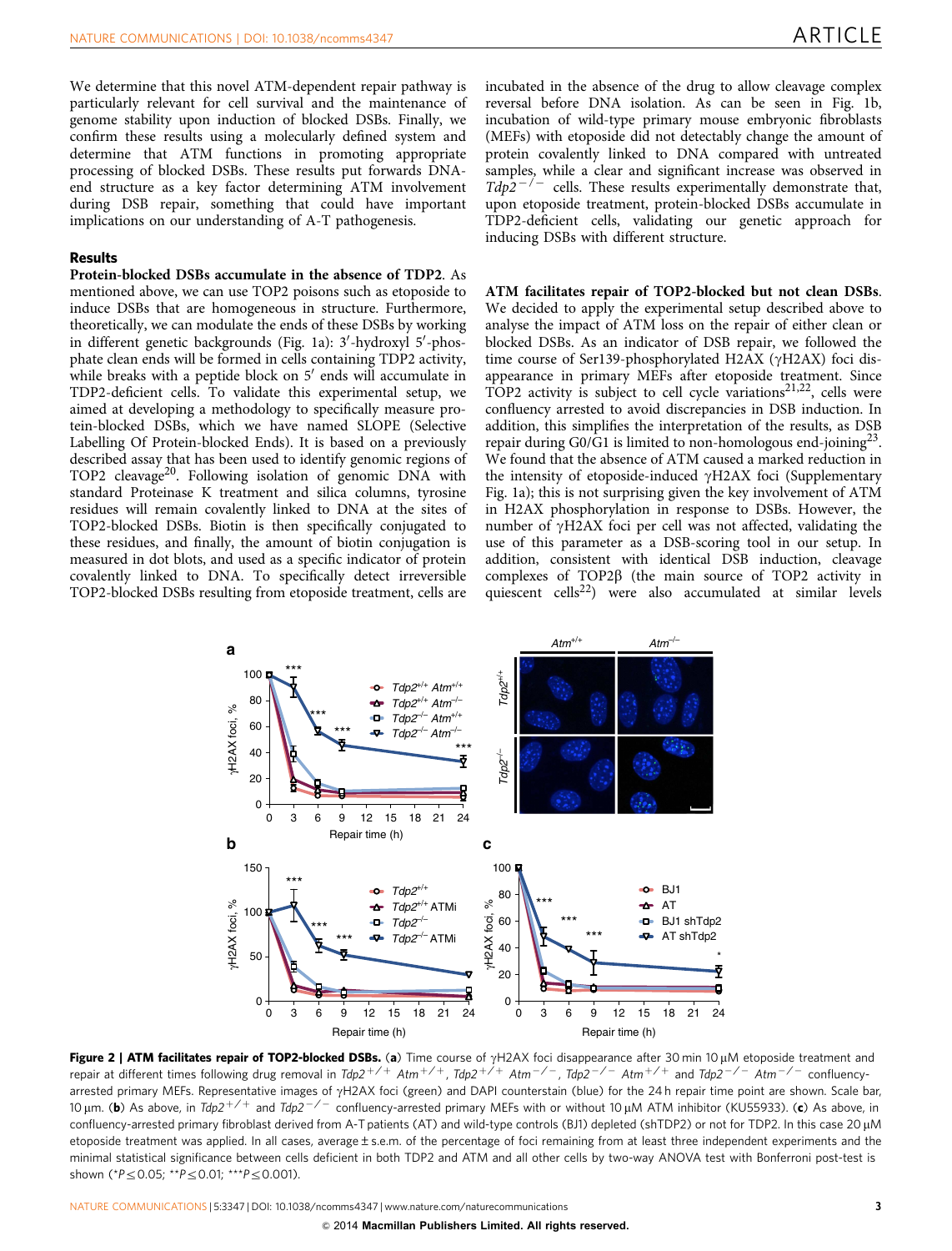We determine that this novel ATM-dependent repair pathway is particularly relevant for cell survival and the maintenance of genome stability upon induction of blocked DSBs. Finally, we confirm these results using a molecularly defined system and determine that ATM functions in promoting appropriate processing of blocked DSBs. These results put forwards DNA-end structure as a key factor determining ATM involvement during DSB repair, something that could have important implications on our understanding of A-T pathogenesis.

## Results

**Protein-blocked DSBs accumulate in the absence of TDP2.** As mentioned above, we can use TOP2 poisons such as etoposide to induce DSBs that are homogeneous in structure. Furthermore, theoretically, we can modulate the ends of these DSBs by working in different genetic backgrounds (Fig. 1a): 3′-hydroxyl 5′-phosphate clean ends will be formed in cells containing TDP2 activity, while breaks with a peptide block on 5′ ends will accumulate in TDP2-deficient cells. To validate this experimental setup, we aimed at developing a methodology to specifically measure protein-blocked DSBs, which we have named SLOPE (Selective Labelling Of Protein-blocked Ends). It is based on a previously described assay that has been used to identify genomic regions of TOP2 cleavage[20]. Following isolation of genomic DNA with standard Proteinase K treatment and silica columns, tyrosine residues will remain covalently linked to DNA at the sites of TOP2-blocked DSBs. Biotin is then specifically conjugated to these residues, and finally, the amount of biotin conjugation is measured in dot blots, and used as a specific indicator of protein covalently linked to DNA. To specifically detect irreversible TOP2-blocked DSBs resulting from etoposide treatment, cells are incubated in the absence of the drug to allow cleavage complex reversal before DNA isolation. As can be seen in Fig. 1b, incubation of wild-type primary mouse embryonic fibroblasts (MEFs) with etoposide did not detectably change the amount of protein covalently linked to DNA compared with untreated samples, while a clear and significant increase was observed in *Tdp2*$^{-/-}$ cells. These results experimentally demonstrate that, upon etoposide treatment, protein-blocked DSBs accumulate in TDP2-deficient cells, validating our genetic approach for inducing DSBs with different structure.

**ATM facilitates repair of TOP2-blocked but not clean DSBs.** We decided to apply the experimental setup described above to analyse the impact of ATM loss on the repair of either clean or blocked DSBs. As an indicator of DSB repair, we followed the time course of Ser139-phosphorylated H2AX (γH2AX) foci disappearance in primary MEFs after etoposide treatment. Since TOP2 activity is subject to cell cycle variations[21,22], cells were confluency arrested to avoid discrepancies in DSB induction. In addition, this simplifies the interpretation of the results, as DSB repair during G0/G1 is limited to non-homologous end-joining[23]. We found that the absence of ATM caused a marked reduction in the intensity of etoposide-induced γH2AX foci (Supplementary Fig. 1a); this is not surprising given the key involvement of ATM in H2AX phosphorylation in response to DSBs. However, the number of γH2AX foci per cell was not affected, validating the use of this parameter as a DSB-scoring tool in our setup. In addition, consistent with identical DSB induction, cleavage complexes of TOP2β (the main source of TOP2 activity in quiescent cells[22]) were also accumulated at similar levels

**Figure 2 | ATM facilitates repair of TOP2-blocked DSBs.** (**a**) Time course of γH2AX foci disappearance after 30 min 10 μM etoposide treatment and repair at different times following drug removal in *Tdp2*$^{+/+}$ *Atm*$^{+/+}$, *Tdp2*$^{+/+}$ *Atm*$^{-/-}$, *Tdp2*$^{-/-}$ *Atm*$^{+/+}$ and *Tdp2*$^{-/-}$ *Atm*$^{-/-}$ confluency-arrested primary MEFs. Representative images of γH2AX foci (green) and DAPI counterstain (blue) for the 24 h repair time point are shown. Scale bar, 10 μm. (**b**) As above, in *Tdp2*$^{+/+}$ and *Tdp2*$^{-/-}$ confluency-arrested primary MEFs with or without 10 μM ATM inhibitor (KU55933). (**c**) As above, in confluency-arrested primary fibroblast derived from A-T patients (AT) and wild-type controls (BJ1) depleted (shTDP2) or not for TDP2. In this case 20 μM etoposide treatment was applied. In all cases, average ± s.e.m. of the percentage of foci remaining from at least three independent experiments and the minimal statistical significance between cells deficient in both TDP2 and ATM and all other cells by two-way ANOVA test with Bonferroni post-test is shown (*$P \leq 0.05$; **$P \leq 0.01$; ***$P \leq 0.001$).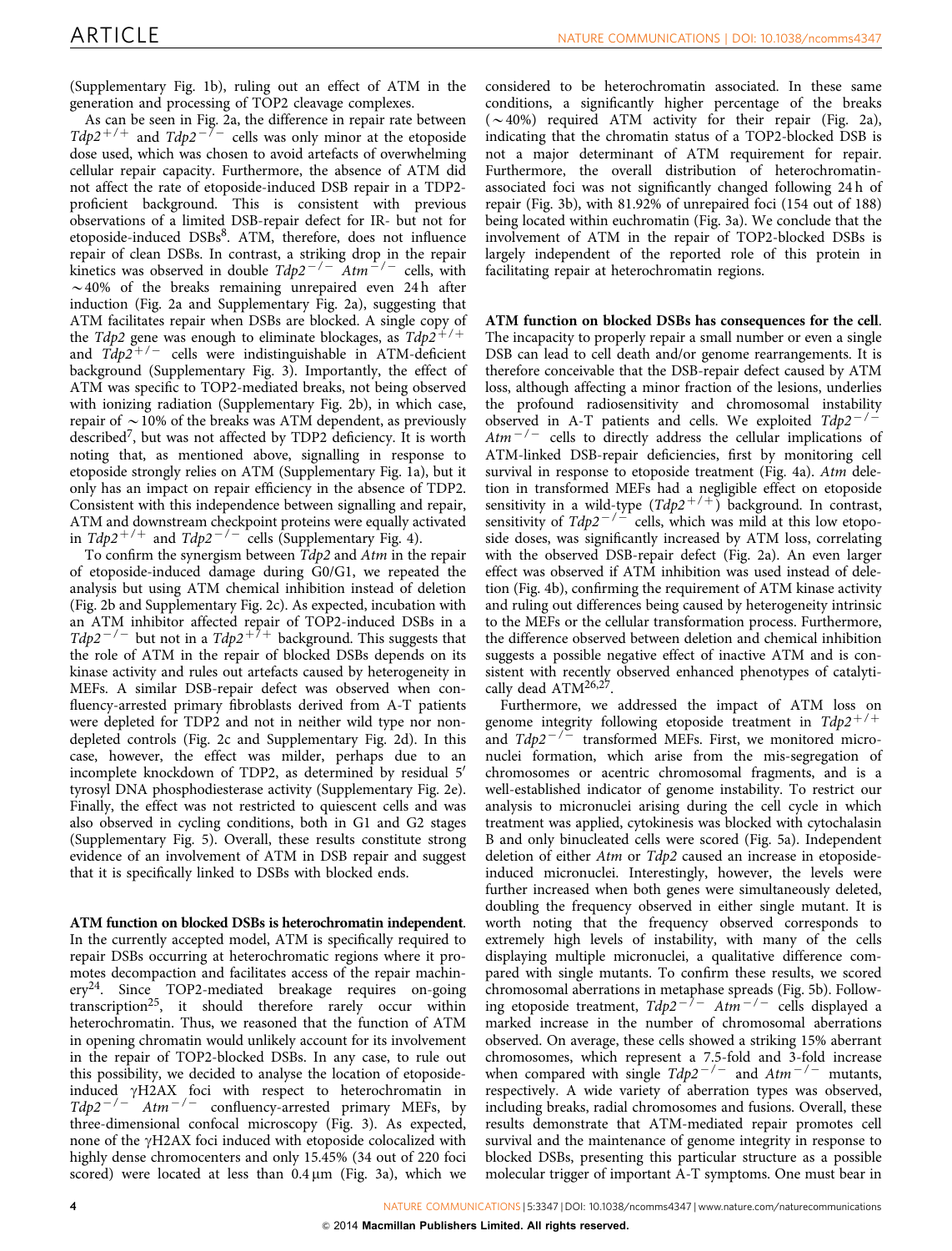(Supplementary Fig. 1b), ruling out an effect of ATM in the generation and processing of TOP2 cleavage complexes.

As can be seen in Fig. 2a, the difference in repair rate between $Tdp2^{+/+}$ and $Tdp2^{-/-}$ cells was only minor at the etoposide dose used, which was chosen to avoid artefacts of overwhelming cellular repair capacity. Furthermore, the absence of ATM did not affect the rate of etoposide-induced DSB repair in a TDP2-proficient background. This is consistent with previous observations of a limited DSB-repair defect for IR- but not for etoposide-induced DSBs[8]. ATM, therefore, does not influence repair of clean DSBs. In contrast, a striking drop in the repair kinetics was observed in double $Tdp2^{-/-}$ $Atm^{-/-}$ cells, with ~40% of the breaks remaining unrepaired even 24 h after induction (Fig. 2a and Supplementary Fig. 2a), suggesting that ATM facilitates repair when DSBs are blocked. A single copy of the *Tdp2* gene was enough to eliminate blockages, as $Tdp2^{+/+}$ and $Tdp2^{+/-}$ cells were indistinguishable in ATM-deficient background (Supplementary Fig. 3). Importantly, the effect of ATM was specific to TOP2-mediated breaks, not being observed with ionizing radiation (Supplementary Fig. 2b), in which case, repair of ~10% of the breaks was ATM dependent, as previously described[7], but was not affected by TDP2 deficiency. It is worth noting that, as mentioned above, signalling in response to etoposide strongly relies on ATM (Supplementary Fig. 1a), but it only has an impact on repair efficiency in the absence of TDP2. Consistent with this independence between signalling and repair, ATM and downstream checkpoint proteins were equally activated in $Tdp2^{+/+}$ and $Tdp2^{-/-}$ cells (Supplementary Fig. 4).

To confirm the synergism between *Tdp2* and *Atm* in the repair of etoposide-induced damage during G0/G1, we repeated the analysis but using ATM chemical inhibition instead of deletion (Fig. 2b and Supplementary Fig. 2c). As expected, incubation with an ATM inhibitor affected repair of TOP2-induced DSBs in a $Tdp2^{-/-}$ but not in a $Tdp2^{+/+}$ background. This suggests that the role of ATM in the repair of blocked DSBs depends on its kinase activity and rules out artefacts caused by heterogeneity in MEFs. A similar DSB-repair defect was observed when confluency-arrested primary fibroblasts derived from A-T patients were depleted for TDP2 and not in neither wild type nor non-depleted controls (Fig. 2c and Supplementary Fig. 2d). In this case, however, the effect was milder, perhaps due to an incomplete knockdown of TDP2, as determined by residual 5′ tyrosyl DNA phosphodiesterase activity (Supplementary Fig. 2e). Finally, the effect was not restricted to quiescent cells and was also observed in cycling conditions, both in G1 and G2 stages (Supplementary Fig. 5). Overall, these results constitute strong evidence of an involvement of ATM in DSB repair and suggest that it is specifically linked to DSBs with blocked ends.

**ATM function on blocked DSBs is heterochromatin independent.** In the currently accepted model, ATM is specifically required to repair DSBs occurring at heterochromatic regions where it promotes decompaction and facilitates access of the repair machinery[24]. Since TOP2-mediated breakage requires on-going transcription[25], it should therefore rarely occur within heterochromatin. Thus, we reasoned that the function of ATM in opening chromatin would unlikely account for its involvement in the repair of TOP2-blocked DSBs. In any case, to rule out this possibility, we decided to analyse the location of etoposide-induced γH2AX foci with respect to heterochromatin in $Tdp2^{-/-}$ $Atm^{-/-}$ confluency-arrested primary MEFs, by three-dimensional confocal microscopy (Fig. 3). As expected, none of the γH2AX foci induced with etoposide colocalized with highly dense chromocenters and only 15.45% (34 out of 220 foci scored) were located at less than 0.4 μm (Fig. 3a), which we considered to be heterochromatin associated. In these same conditions, a significantly higher percentage of the breaks (~40%) required ATM activity for their repair (Fig. 2a), indicating that the chromatin status of a TOP2-blocked DSB is not a major determinant of ATM requirement for repair. Furthermore, the overall distribution of heterochromatin-associated foci was not significantly changed following 24 h of repair (Fig. 3b), with 81.92% of unrepaired foci (154 out of 188) being located within euchromatin (Fig. 3a). We conclude that the involvement of ATM in the repair of TOP2-blocked DSBs is largely independent of the reported role of this protein in facilitating repair at heterochromatin regions.

**ATM function on blocked DSBs has consequences for the cell.** The incapacity to properly repair a small number or even a single DSB can lead to cell death and/or genome rearrangements. It is therefore conceivable that the DSB-repair defect caused by ATM loss, although affecting a minor fraction of the lesions, underlies the profound radiosensitivity and chromosomal instability observed in A-T patients and cells. We exploited $Tdp2^{-/-}$ $Atm^{-/-}$ cells to directly address the cellular implications of ATM-linked DSB-repair deficiencies, first by monitoring cell survival in response to etoposide treatment (Fig. 4a). *Atm* deletion in transformed MEFs had a negligible effect on etoposide sensitivity in a wild-type ($Tdp2^{+/+}$) background. In contrast, sensitivity of $Tdp2^{-/-}$ cells, which was mild at this low etoposide doses, was significantly increased by ATM loss, correlating with the observed DSB-repair defect (Fig. 2a). An even larger effect was observed if ATM inhibition was used instead of deletion (Fig. 4b), confirming the requirement of ATM kinase activity and ruling out differences being caused by heterogeneity intrinsic to the MEFs or the cellular transformation process. Furthermore, the difference observed between deletion and chemical inhibition suggests a possible negative effect of inactive ATM and is consistent with recently observed enhanced phenotypes of catalytically dead ATM[26,27].

Furthermore, we addressed the impact of ATM loss on genome integrity following etoposide treatment in $Tdp2^{+/+}$ and $Tdp2^{-/-}$ transformed MEFs. First, we monitored micronuclei formation, which arise from the mis-segregation of chromosomes or acentric chromosomal fragments, and is a well-established indicator of genome instability. To restrict our analysis to micronuclei arising during the cell cycle in which treatment was applied, cytokinesis was blocked with cytochalasin B and only binucleated cells were scored (Fig. 5a). Independent deletion of either *Atm* or *Tdp2* caused an increase in etoposide-induced micronuclei. Interestingly, however, the levels were further increased when both genes were simultaneously deleted, doubling the frequency observed in either single mutant. It is worth noting that the frequency observed corresponds to extremely high levels of instability, with many of the cells displaying multiple micronuclei, a qualitative difference compared with single mutants. To confirm these results, we scored chromosomal aberrations in metaphase spreads (Fig. 5b). Following etoposide treatment, $Tdp2^{-/-}$ $Atm^{-/-}$ cells displayed a marked increase in the number of chromosomal aberrations observed. On average, these cells showed a striking 15% aberrant chromosomes, which represent a 7.5-fold and 3-fold increase when compared with single $Tdp2^{-/-}$ and $Atm^{-/-}$ mutants, respectively. A wide variety of aberration types was observed, including breaks, radial chromosomes and fusions. Overall, these results demonstrate that ATM-mediated repair promotes cell survival and the maintenance of genome integrity in response to blocked DSBs, presenting this particular structure as a possible molecular trigger of important A-T symptoms. One must bear in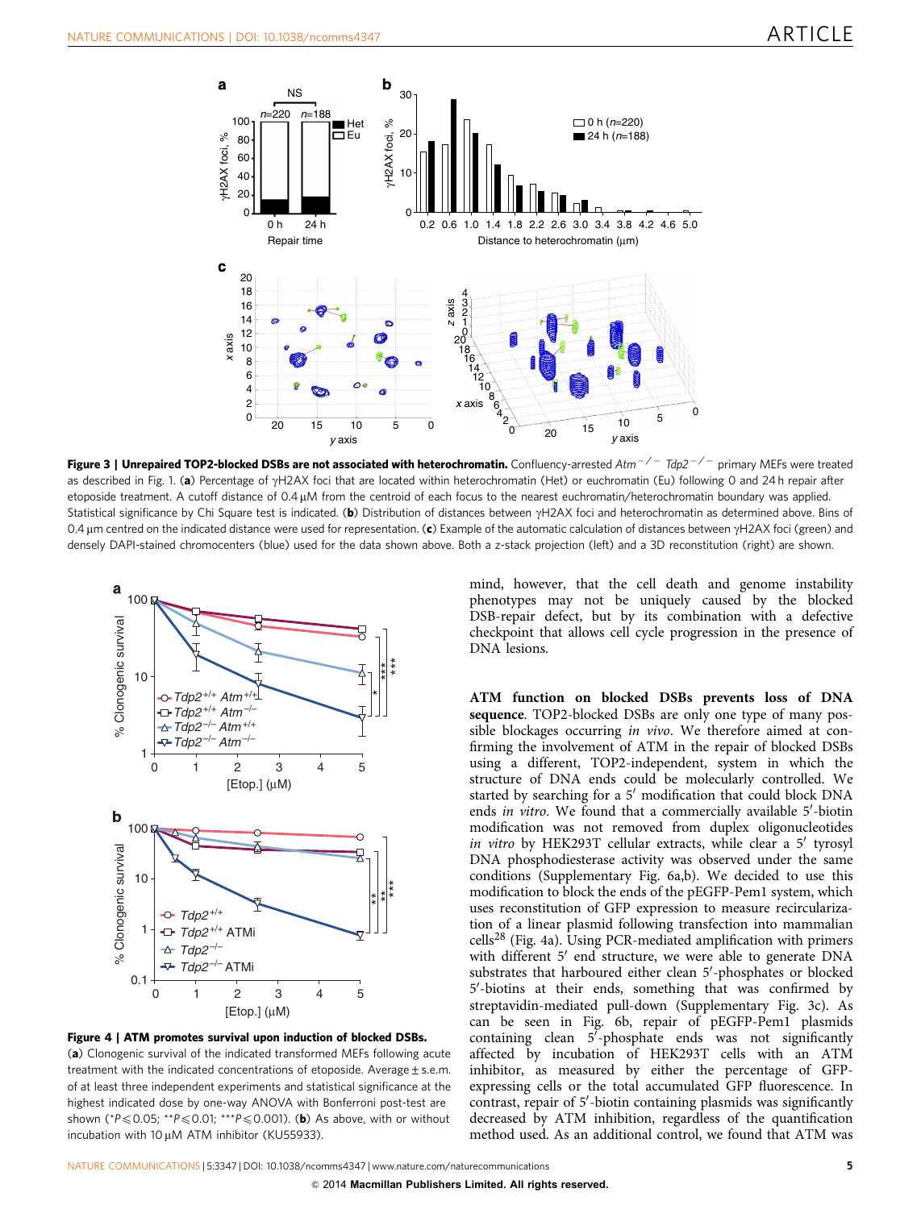**Figure 3 | Unrepaired TOP2-blocked DSBs are not associated with heterochromatin.** Confluency-arrested $Atm^{-/-}$ $Tdp2^{-/-}$ primary MEFs were treated as described in Fig. 1. (**a**) Percentage of γH2AX foci that are located within heterochromatin (Het) or euchromatin (Eu) following 0 and 24 h repair after etoposide treatment. A cutoff distance of 0.4 μM from the centroid of each focus to the nearest euchromatin/heterochromatin boundary was applied. Statistical significance by Chi Square test is indicated. (**b**) Distribution of distances between γH2AX foci and heterochromatin as determined above. Bins of 0.4 μm centred on the indicated distance were used for representation. (**c**) Example of the automatic calculation of distances between γH2AX foci (green) and densely DAPI-stained chromocenters (blue) used for the data shown above. Both a z-stack projection (left) and a 3D reconstitution (right) are shown.

**Figure 4 | ATM promotes survival upon induction of blocked DSBs.** (**a**) Clonogenic survival of the indicated transformed MEFs following acute treatment with the indicated concentrations of etoposide. Average ± s.e.m. of at least three independent experiments and statistical significance at the highest indicated dose by one-way ANOVA with Bonferroni post-test are shown (\*$P \leq 0.05$; \*\*$P \leq 0.01$; \*\*\*$P \leq 0.001$). (**b**) As above, with or without incubation with 10 μM ATM inhibitor (KU55933).

mind, however, that the cell death and genome instability phenotypes may not be uniquely caused by the blocked DSB-repair defect, but by its combination with a defective checkpoint that allows cell cycle progression in the presence of DNA lesions.

**ATM function on blocked DSBs prevents loss of DNA sequence**. TOP2-blocked DSBs are only one type of many possible blockages occurring *in vivo*. We therefore aimed at confirming the involvement of ATM in the repair of blocked DSBs using a different, TOP2-independent, system in which the structure of DNA ends could be molecularly controlled. We started by searching for a 5′ modification that could block DNA ends *in vitro*. We found that a commercially available 5′-biotin modification was not removed from duplex oligonucleotides *in vitro* by HEK293T cellular extracts, while clear a 5′ tyrosyl DNA phosphodiesterase activity was observed under the same conditions (Supplementary Fig. 6a,b). We decided to use this modification to block the ends of the pEGFP-Pem1 system, which uses reconstitution of GFP expression to measure recircularization of a linear plasmid following transfection into mammalian cells[28] (Fig. 4a). Using PCR-mediated amplification with primers with different 5′ end structure, we were able to generate DNA substrates that harboured either clean 5′-phosphates or blocked 5′-biotins at their ends, something that was confirmed by streptavidin-mediated pull-down (Supplementary Fig. 3c). As can be seen in Fig. 6b, repair of pEGFP-Pem1 plasmids containing clean 5′-phosphate ends was not significantly affected by incubation of HEK293T cells with an ATM inhibitor, as measured by either the percentage of GFP-expressing cells or the total accumulated GFP fluorescence. In contrast, repair of 5′-biotin containing plasmids was significantly decreased by ATM inhibition, regardless of the quantification method used. As an additional control, we found that ATM was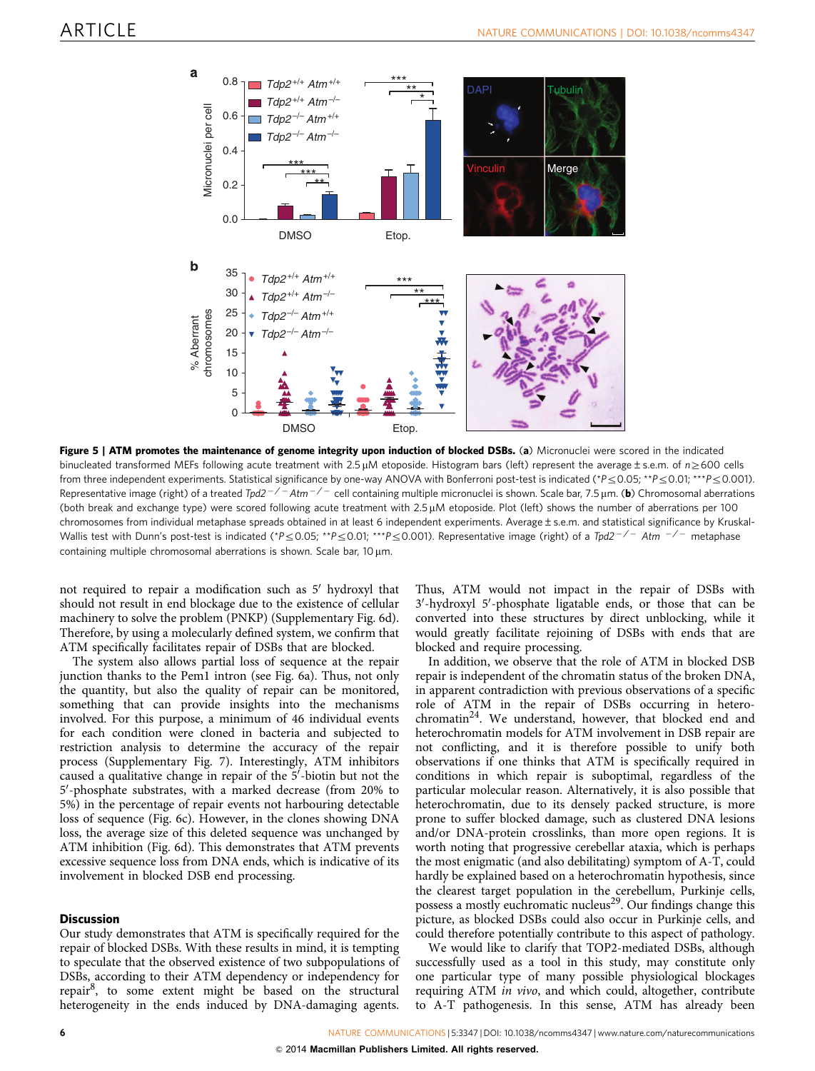**Figure 5 | ATM promotes the maintenance of genome integrity upon induction of blocked DSBs.** (**a**) Micronuclei were scored in the indicated binucleated transformed MEFs following acute treatment with 2.5 μM etoposide. Histogram bars (left) represent the average ± s.e.m. of $n \geq 600$ cells from three independent experiments. Statistical significance by one-way ANOVA with Bonferroni post-test is indicated (\*$P \leq 0.05$; \*\*$P \leq 0.01$; \*\*\*$P \leq 0.001$). Representative image (right) of a treated *Tdp2*$^{-/-}$ *Atm*$^{-/-}$ cell containing multiple micronuclei is shown. Scale bar, 7.5 μm. (**b**) Chromosomal aberrations (both break and exchange type) were scored following acute treatment with 2.5 μM etoposide. Plot (left) shows the number of aberrations per 100 chromosomes from individual metaphase spreads obtained in at least 6 independent experiments. Average ± s.e.m. and statistical significance by Kruskal-Wallis test with Dunn's post-test is indicated (\*$P \leq 0.05$; \*\*$P \leq 0.01$; \*\*\*$P \leq 0.001$). Representative image (right) of a *Tdp2*$^{-/-}$ *Atm* $^{-/-}$ metaphase containing multiple chromosomal aberrations is shown. Scale bar, 10 μm.

not required to repair a modification such as 5′ hydroxyl that should not result in end blockage due to the existence of cellular machinery to solve the problem (PNKP) (Supplementary Fig. 6d). Therefore, by using a molecularly defined system, we confirm that ATM specifically facilitates repair of DSBs that are blocked.

The system also allows partial loss of sequence at the repair junction thanks to the Pem1 intron (see Fig. 6a). Thus, not only the quantity, but also the quality of repair can be monitored, something that can provide insights into the mechanisms involved. For this purpose, a minimum of 46 individual events for each condition were cloned in bacteria and subjected to restriction analysis to determine the accuracy of the repair process (Supplementary Fig. 7). Interestingly, ATM inhibitors caused a qualitative change in repair of the 5′-biotin but not the 5′-phosphate substrates, with a marked decrease (from 20% to 5%) in the percentage of repair events not harbouring detectable loss of sequence (Fig. 6c). However, in the clones showing DNA loss, the average size of this deleted sequence was unchanged by ATM inhibition (Fig. 6d). This demonstrates that ATM prevents excessive sequence loss from DNA ends, which is indicative of its involvement in blocked DSB end processing.

## Discussion

Our study demonstrates that ATM is specifically required for the repair of blocked DSBs. With these results in mind, it is tempting to speculate that the observed existence of two subpopulations of DSBs, according to their ATM dependency or independency for repair[8], to some extent might be based on the structural heterogeneity in the ends induced by DNA-damaging agents. Thus, ATM would not impact in the repair of DSBs with 3′-hydroxyl 5′-phosphate ligatable ends, or those that can be converted into these structures by direct unblocking, while it would greatly facilitate rejoining of DSBs with ends that are blocked and require processing.

In addition, we observe that the role of ATM in blocked DSB repair is independent of the chromatin status of the broken DNA, in apparent contradiction with previous observations of a specific role of ATM in the repair of DSBs occurring in heterochromatin[24]. We understand, however, that blocked end and heterochromatin models for ATM involvement in DSB repair are not conflicting, and it is therefore possible to unify both observations if one thinks that ATM is specifically required in conditions in which repair is suboptimal, regardless of the particular molecular reason. Alternatively, it is also possible that heterochromatin, due to its densely packed structure, is more prone to suffer blocked damage, such as clustered DNA lesions and/or DNA-protein crosslinks, than more open regions. It is worth noting that progressive cerebellar ataxia, which is perhaps the most enigmatic (and also debilitating) symptom of A-T, could hardly be explained based on a heterochromatin hypothesis, since the clearest target population in the cerebellum, Purkinje cells, possess a mostly euchromatic nucleus[29]. Our findings change this picture, as blocked DSBs could also occur in Purkinje cells, and could therefore potentially contribute to this aspect of pathology.

We would like to clarify that TOP2-mediated DSBs, although successfully used as a tool in this study, may constitute only one particular type of many possible physiological blockages requiring ATM *in vivo*, and which could, altogether, contribute to A-T pathogenesis. In this sense, ATM has already been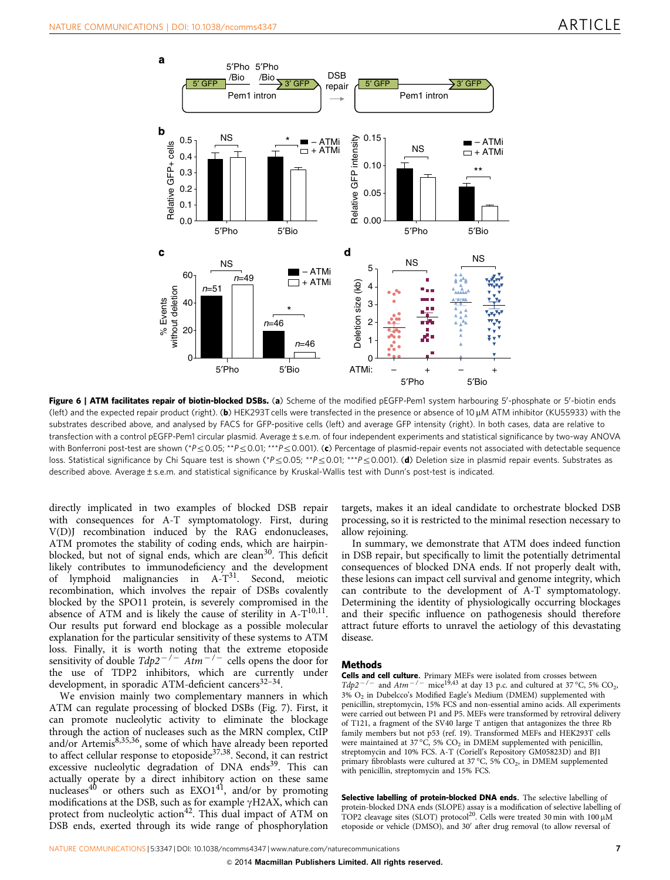**Figure 6 | ATM facilitates repair of biotin-blocked DSBs.** (**a**) Scheme of the modified pEGFP-Pem1 system harbouring 5′-phosphate or 5′-biotin ends (left) and the expected repair product (right). (**b**) HEK293T cells were transfected in the presence or absence of 10 μM ATM inhibitor (KU55933) with the substrates described above, and analysed by FACS for GFP-positive cells (left) and average GFP intensity (right). In both cases, data are relative to transfection with a control pEGFP-Pem1 circular plasmid. Average ± s.e.m. of four independent experiments and statistical significance by two-way ANOVA with Bonferroni post-test are shown (*$P \leq 0.05$; **$P \leq 0.01$; ***$P \leq 0.001$). (**c**) Percentage of plasmid-repair events not associated with detectable sequence loss. Statistical significance by Chi Square test is shown (*$P \leq 0.05$; **$P \leq 0.01$; ***$P \leq 0.001$). (**d**) Deletion size in plasmid repair events. Substrates as described above. Average ± s.e.m. and statistical significance by Kruskal-Wallis test with Dunn's post-test is indicated.

directly implicated in two examples of blocked DSB repair with consequences for A-T symptomatology. First, during V(D)J recombination induced by the RAG endonucleases, ATM promotes the stability of coding ends, which are hairpin-blocked, but not of signal ends, which are clean[30]. This deficit likely contributes to immunodeficiency and the development of lymphoid malignancies in A-T[31]. Second, meiotic recombination, which involves the repair of DSBs covalently blocked by the SPO11 protein, is severely compromised in the absence of ATM and is likely the cause of sterility in A-T[10,11]. Our results put forward end blockage as a possible molecular explanation for the particular sensitivity of these systems to ATM loss. Finally, it is worth noting that the extreme etoposide sensitivity of double $Tdp2^{-/-}$ $Atm^{-/-}$ cells opens the door for the use of TDP2 inhibitors, which are currently under development, in sporadic ATM-deficient cancers[32–34].

We envision mainly two complementary manners in which ATM can regulate processing of blocked DSBs (Fig. 7). First, it can promote nucleolytic activity to eliminate the blockage through the action of nucleases such as the MRN complex, CtIP and/or Artemis[8,35,36], some of which have already been reported to affect cellular response to etoposide[37,38]. Second, it can restrict excessive nucleolytic degradation of DNA ends[39]. This can actually operate by a direct inhibitory action on these same nucleases[40] or others such as EXO1[41], and/or by promoting modifications at the DSB, such as for example γH2AX, which can protect from nucleolytic action[42]. This dual impact of ATM on DSB ends, exerted through its wide range of phosphorylation targets, makes it an ideal candidate to orchestrate blocked DSB processing, so it is restricted to the minimal resection necessary to allow rejoining.

In summary, we demonstrate that ATM does indeed function in DSB repair, but specifically to limit the potentially detrimental consequences of blocked DNA ends. If not properly dealt with, these lesions can impact cell survival and genome integrity, which can contribute to the development of A-T symptomatology. Determining the identity of physiologically occurring blockages and their specific influence on pathogenesis should therefore attract future efforts to unravel the aetiology of this devastating disease.

## Methods

**Cells and cell culture.** Primary MEFs were isolated from crosses between $Tdp2^{-/-}$ and $Atm^{-/-}$ mice[19,43] at day 13 p.c. and cultured at 37 °C, 5% $CO_2$, 3% $O_2$ in Dubelcco's Modified Eagle's Medium (DMEM) supplemented with penicillin, streptomycin, 15% FCS and non-essential amino acids. All experiments were carried out between P1 and P5. MEFs were transformed by retroviral delivery of T121, a fragment of the SV40 large T antigen that antagonizes the three Rb family members but not p53 (ref. 19). Transformed MEFs and HEK293T cells were maintained at 37 °C, 5% $CO_2$ in DMEM supplemented with penicillin, streptomycin and 10% FCS. A-T (Coriell's Repository GM05823D) and BJ1 primary fibroblasts were cultured at 37 °C, 5% $CO_2$, in DMEM supplemented with penicillin, streptomycin and 15% FCS.

**Selective labelling of protein-blocked DNA ends.** The selective labelling of protein-blocked DNA ends (SLOPE) assay is a modification of selective labelling of TOP2 cleavage sites (SLOT) protocol[20]. Cells were treated 30 min with 100 μM etoposide or vehicle (DMSO), and 30′ after drug removal (to allow reversal of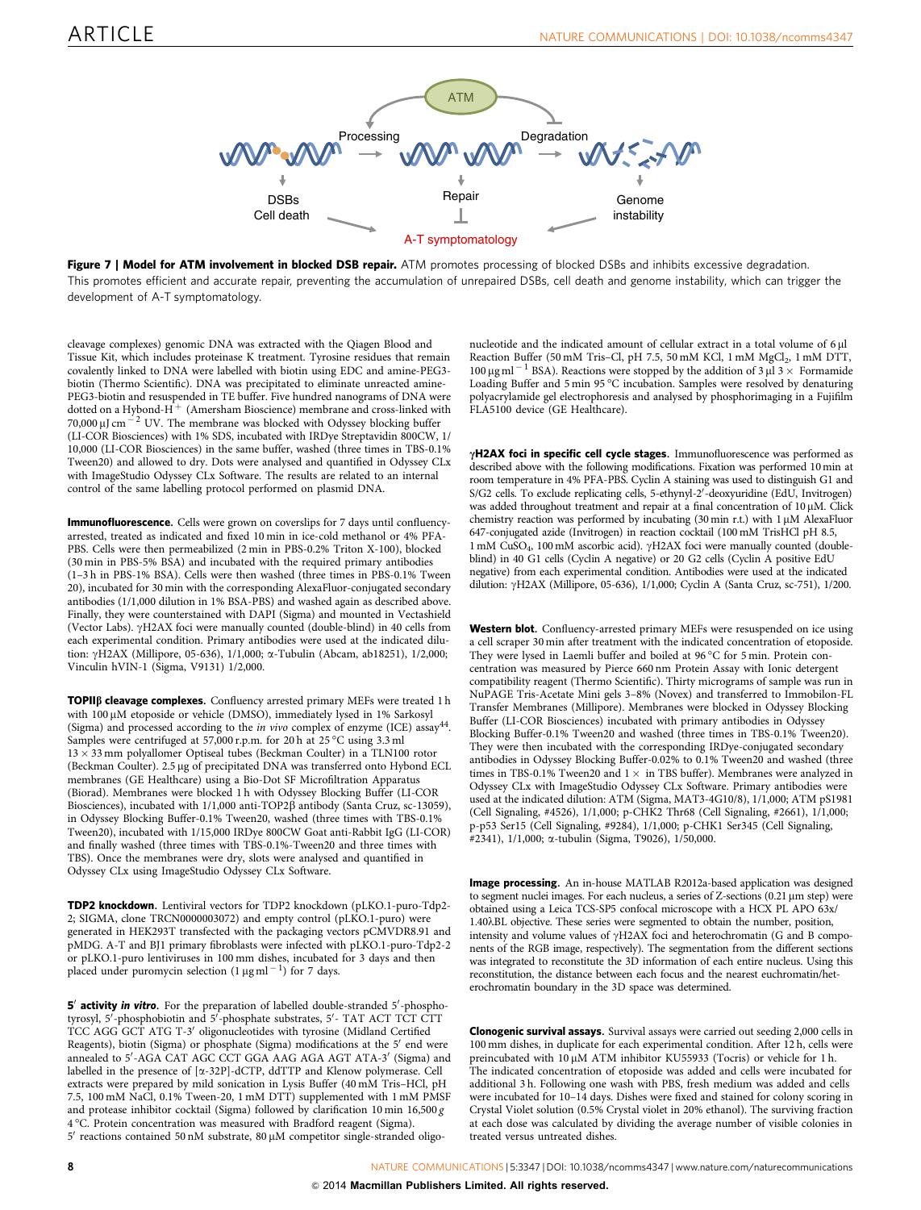Figure 7 | Model for ATM involvement in blocked DSB repair. ATM promotes processing of blocked DSBs and inhibits excessive degradation. This promotes efficient and accurate repair, preventing the accumulation of unrepaired DSBs, cell death and genome instability, which can trigger the development of A-T symptomatology.

cleavage complexes) genomic DNA was extracted with the Qiagen Blood and Tissue Kit, which includes proteinase K treatment. Tyrosine residues that remain covalently linked to DNA were labelled with biotin using EDC and amine-PEG3-biotin (Thermo Scientific). DNA was precipitated to eliminate unreacted amine-PEG3-biotin and resuspended in TE buffer. Five hundred nanograms of DNA were dotted on a Hybond-$H^+$ (Amersham Bioscience) membrane and cross-linked with 70,000 $\mu J\, cm^{-2}$ UV. The membrane was blocked with Odyssey blocking buffer (LI-COR Biosciences) with 1% SDS, incubated with IRDye Streptavidin 800CW, 1/10,000 (LI-COR Biosciences) in the same buffer, washed (three times in TBS-0.1% Tween20) and allowed to dry. Dots were analysed and quantified in Odyssey CLx with ImageStudio Odyssey CLx Software. The results are related to an internal control of the same labelling protocol performed on plasmid DNA.

**Immunofluorescence.** Cells were grown on coverslips for 7 days until confluency-arrested, treated as indicated and fixed 10 min in ice-cold methanol or 4% PFA-PBS. Cells were then permeabilized (2 min in PBS-0.2% Triton X-100), blocked (30 min in PBS-5% BSA) and incubated with the required primary antibodies (1–3 h in PBS-1% BSA). Cells were then washed (three times in PBS-0.1% Tween 20), incubated for 30 min with the corresponding AlexaFluor-conjugated secondary antibodies (1/1,000 dilution in 1% BSA-PBS) and washed again as described above. Finally, they were counterstained with DAPI (Sigma) and mounted in Vectashield (Vector Labs). γH2AX foci were manually counted (double-blind) in 40 cells from each experimental condition. Primary antibodies were used at the indicated dilution: γH2AX (Millipore, 05-636), 1/1,000; α-Tubulin (Abcam, ab18251), 1/2,000; Vinculin hVIN-1 (Sigma, V9131) 1/2,000.

**TOPIIβ cleavage complexes.** Confluency arrested primary MEFs were treated 1 h with 100 μM etoposide or vehicle (DMSO), immediately lysed in 1% Sarkosyl (Sigma) and processed according to the *in vivo* complex of enzyme (ICE) assay[44]. Samples were centrifuged at 57,000 r.p.m. for 20 h at 25 °C using 3.3 ml 13 × 33 mm polyallomer Optiseal tubes (Beckman Coulter) in a TLN100 rotor (Beckman Coulter). 2.5 μg of precipitated DNA was transferred onto Hybond ECL membranes (GE Healthcare) using a Bio-Dot SF Microfiltration Apparatus (Biorad). Membranes were blocked 1 h with Odyssey Blocking Buffer (LI-COR Biosciences), incubated with 1/1,000 anti-TOP2β antibody (Santa Cruz, sc-13059), in Odyssey Blocking Buffer-0.1% Tween20, washed (three times with TBS-0.1% Tween20), incubated with 1/15,000 IRDye 800CW Goat anti-Rabbit IgG (LI-COR) and finally washed (three times with TBS-0.1%-Tween20 and three times with TBS). Once the membranes were dry, slots were analysed and quantified in Odyssey CLx using ImageStudio Odyssey CLx Software.

**TDP2 knockdown.** Lentiviral vectors for TDP2 knockdown (pLKO.1-puro-Tdp2-2; SIGMA, clone TRCN0000003072) and empty control (pLKO.1-puro) were generated in HEK293T transfected with the packaging vectors pCMVDR8.91 and pMDG. A-T and BJ1 primary fibroblasts were infected with pLKO.1-puro-Tdp2-2 or pLKO.1-puro lentiviruses in 100 mm dishes, incubated for 3 days and then placed under puromycin selection (1 $\mu g\, ml^{-1}$) for 7 days.

**5′ activity *in vitro*.** For the preparation of labelled double-stranded 5′-phosphotyrosyl, 5′-phosphobiotin and 5′-phosphate substrates, 5′- TAT ACT TCT CTT TCC AGG GCT ATG T-3′ oligonucleotides with tyrosine (Midland Certified Reagents), biotin (Sigma) or phosphate (Sigma) modifications at the 5′ end were annealed to 5′-AGA CAT AGC CCT GGA AAG AGA AGT ATA-3′ (Sigma) and labelled in the presence of [α-32P]-dCTP, ddTTP and Klenow polymerase. Cell extracts were prepared by mild sonication in Lysis Buffer (40 mM Tris–HCl, pH 7.5, 100 mM NaCl, 0.1% Tween-20, 1 mM DTT) supplemented with 1 mM PMSF and protease inhibitor cocktail (Sigma) followed by clarification 10 min 16,500 *g* 4 °C. Protein concentration was measured with Bradford reagent (Sigma). 5′ reactions contained 50 nM substrate, 80 μM competitor single-stranded oligonucleotide and the indicated amount of cellular extract in a total volume of 6 μl Reaction Buffer (50 mM Tris–Cl, pH 7.5, 50 mM KCl, 1 mM $MgCl_2$, 1 mM DTT, 100 $\mu g\, ml^{-1}$ BSA). Reactions were stopped by the addition of 3 μl 3 × Formamide Loading Buffer and 5 min 95 °C incubation. Samples were resolved by denaturing polyacrylamide gel electrophoresis and analysed by phosphorimaging in a Fujifilm FLA5100 device (GE Healthcare).

**γH2AX foci in specific cell cycle stages.** Immunofluorescence was performed as described above with the following modifications. Fixation was performed 10 min at room temperature in 4% PFA-PBS. Cyclin A staining was used to distinguish G1 and S/G2 cells. To exclude replicating cells, 5-ethynyl-2′-deoxyuridine (EdU, Invitrogen) was added throughout treatment and repair at a final concentration of 10 μM. Click chemistry reaction was performed by incubating (30 min r.t.) with 1 μM AlexaFluor 647-conjugated azide (Invitrogen) in reaction cocktail (100 mM TrisHCl pH 8.5, 1 mM $CuSO_4$, 100 mM ascorbic acid). γH2AX foci were manually counted (double-blind) in 40 G1 cells (Cyclin A negative) or 20 G2 cells (Cyclin A positive EdU negative) from each experimental condition. Antibodies were used at the indicated dilution: γH2AX (Millipore, 05-636), 1/1,000; Cyclin A (Santa Cruz, sc-751), 1/200.

**Western blot.** Confluency-arrested primary MEFs were resuspended on ice using a cell scraper 30 min after treatment with the indicated concentration of etoposide. They were lysed in Laemli buffer and boiled at 96 °C for 5 min. Protein concentration was measured by Pierce 660 nm Protein Assay with Ionic detergent compatibility reagent (Thermo Scientific). Thirty micrograms of sample was run in NuPAGE Tris-Acetate Mini gels 3–8% (Novex) and transferred to Immobilon-FL Transfer Membranes (Millipore). Membranes were blocked in Odyssey Blocking Buffer (LI-COR Biosciences) incubated with primary antibodies in Odyssey Blocking Buffer-0.1% Tween20 and washed (three times in TBS-0.1% Tween20). They were then incubated with the corresponding IRDye-conjugated secondary antibodies in Odyssey Blocking Buffer-0.02% to 0.1% Tween20 and washed (three times in TBS-0.1% Tween20 and 1 × in TBS buffer). Membranes were analyzed in Odyssey CLx with ImageStudio Odyssey CLx Software. Primary antibodies were used at the indicated dilution: ATM (Sigma, MAT3-4G10/8), 1/1,000; ATM pS1981 (Cell Signaling, #4526), 1/1,000; p-CHK2 Thr68 (Cell Signaling, #2661), 1/1,000; p-p53 Ser15 (Cell Signaling, #9284), 1/1,000; p-CHK1 Ser345 (Cell Signaling, #2341), 1/1,000; α-tubulin (Sigma, T9026), 1/50,000.

**Image processing.** An in-house MATLAB R2012a-based application was designed to segment nuclei images. For each nucleus, a series of Z-sections (0.21 μm step) were obtained using a Leica TCS-SP5 confocal microscope with a HCX PL APO 63x/1.40λBL objective. These series were segmented to obtain the number, position, intensity and volume values of γH2AX foci and heterochromatin (G and B components of the RGB image, respectively). The segmentation from the different sections was integrated to reconstitute the 3D information of each entire nucleus. Using this reconstitution, the distance between each focus and the nearest euchromatin/heterochromatin boundary in the 3D space was determined.

**Clonogenic survival assays.** Survival assays were carried out seeding 2,000 cells in 100 mm dishes, in duplicate for each experimental condition. After 12 h, cells were preincubated with 10 μM ATM inhibitor KU55933 (Tocris) or vehicle for 1 h. The indicated concentration of etoposide was added and cells were incubated for additional 3 h. Following one wash with PBS, fresh medium was added and cells were incubated for 10–14 days. Dishes were fixed and stained for colony scoring in Crystal Violet solution (0.5% Crystal violet in 20% ethanol). The surviving fraction at each dose was calculated by dividing the average number of visible colonies in treated versus untreated dishes.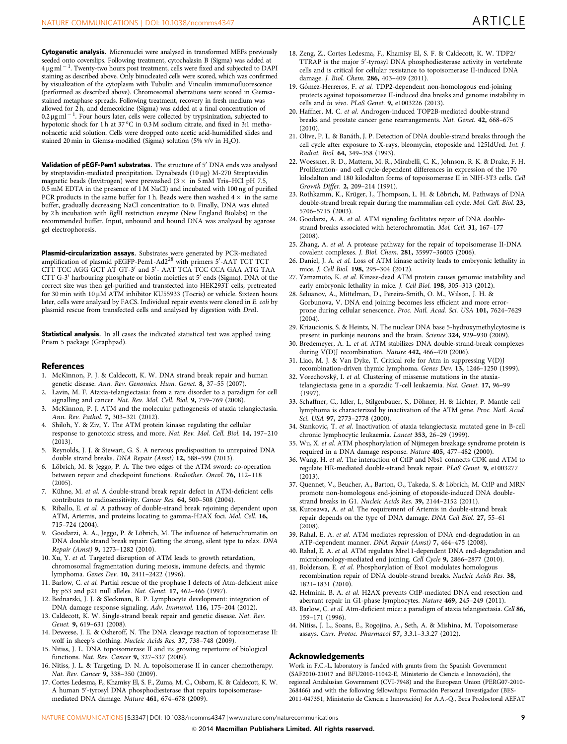**Cytogenetic analysis.** Micronuclei were analysed in transformed MEFs previously seeded onto coverslips. Following treatment, cytochalasin B (Sigma) was added at $4\,\mu g\,ml^{-1}$. Twenty-two hours post treatment, cells were fixed and subjected to DAPI staining as described above. Only binucleated cells were scored, which was confirmed by visualization of the cytoplasm with Tubulin and Vinculin immunofluorescence (performed as described above). Chromosomal aberrations were scored in Giemsa-stained metaphase spreads. Following treatment, recovery in fresh medium was allowed for 2 h, and demecolcine (Sigma) was added at a final concentration of $0.2\,\mu g\,ml^{-1}$. Four hours later, cells were collected by trypsinization, subjected to hypotonic shock for 1 h at 37 °C in 0.3 M sodium citrate, and fixed in 3:1 methanol:acetic acid solution. Cells were dropped onto acetic acid-humidified slides and stained 20 min in Giemsa-modified (Sigma) solution (5% v/v in $H_2O$).

**Validation of pEGF-Pem1 substrates.** The structure of 5′ DNA ends was analysed by streptavidin-mediated precipitation. Dynabeads (10 μg) M-270 Streptavidin magnetic beads (Invitrogen) were prewashed (3 × in 5 mM Tris–HCl pH 7.5, 0.5 mM EDTA in the presence of 1 M NaCl) and incubated with 100 ng of purified PCR products in the same buffer for 1 h. Beads were then washed 4 × in the same buffer, gradually decreasing NaCl concentration to 0. Finally, DNA was eluted by 2 h incubation with *Bgl*II restriction enzyme (New England Biolabs) in the recommended buffer. Input, unbound and bound DNA was analysed by agarose gel electrophoresis.

**Plasmid-circularization assays.** Substrates were generated by PCR-mediated amplification of plasmid pEGFP-Pem1-Ad2[28] with primers 5′-AAT TCT TCT CTT TCC AGG GCT AT GT-3′ and 5′- AAT TCA TCC CCA GAA ATG TAA CTT G-3′ harbouring phosphate or biotin moieties at 5′ ends (Sigma). DNA of the correct size was then gel-purified and transfected into HEK293T cells, pretreated for 30 min with 10 μM ATM inhibitor KU55933 (Tocris) or vehicle. Sixteen hours later, cells were analysed by FACS. Individual repair events were cloned in *E. coli* by plasmid rescue from transfected cells and analysed by digestion with *Dra*I.

**Statistical analysis.** In all cases the indicated statistical test was applied using Prism 5 package (Graphpad).

## References

1. McKinnon, P. J. & Caldecott, K. W. DNA strand break repair and human genetic disease. *Ann. Rev. Genomics. Hum. Genet.* **8,** 37–55 (2007).
2. Lavin, M. F. Ataxia-telangiectasia: from a rare disorder to a paradigm for cell signalling and cancer. *Nat. Rev. Mol. Cell. Biol.* **9,** 759–769 (2008).
3. McKinnon, P. J. ATM and the molecular pathogenesis of ataxia telangiectasia. *Ann. Rev. Pathol.* **7,** 303–321 (2012).
4. Shiloh, Y. & Ziv, Y. The ATM protein kinase: regulating the cellular response to genotoxic stress, and more. *Nat. Rev. Mol. Cell. Biol.* **14,** 197–210 (2013).
5. Reynolds, J. J. & Stewart, G. S. A nervous predisposition to unrepaired DNA double strand breaks. *DNA Repair (Amst)* **12,** 588–599 (2013).
6. Löbrich, M. & Jeggo, P. A. The two edges of the ATM sword: co-operation between repair and checkpoint functions. *Radiother. Oncol.* **76,** 112–118 (2005).
7. Kühne, M. *et al.* A double-strand break repair defect in ATM-deficient cells contributes to radiosensitivity. *Cancer Res.* **64,** 500–508 (2004).
8. Riballo, E. *et al.* A pathway of double-strand break rejoining dependent upon ATM, Artemis, and proteins locating to gamma-H2AX foci. *Mol. Cell.* **16,** 715–724 (2004).
9. Goodarzi, A. A., Jeggo, P. & Löbrich, M. The influence of heterochromatin on DNA double strand break repair: Getting the strong, silent type to relax. *DNA Repair (Amst)* **9,** 1273–1282 (2010).
10. Xu, Y. *et al.* Targeted disruption of ATM leads to growth retardation, chromosomal fragmentation during meiosis, immune defects, and thymic lymphoma. *Genes Dev.* **10,** 2411–2422 (1996).
11. Barlow, C. *et al.* Partial rescue of the prophase I defects of Atm-deficient mice by p53 and p21 null alleles. *Nat. Genet.* **17,** 462–466 (1997).
12. Bednarski, J. J. & Sleckman, B. P. Lymphocyte development: integration of DNA damage response signaling. *Adv. Immunol.* **116,** 175–204 (2012).
13. Caldecott, K. W. Single-strand break repair and genetic disease. *Nat. Rev. Genet.* **9,** 619–631 (2008).
14. Deweese, J. E. & Osheroff, N. The DNA cleavage reaction of topoisomerase II: wolf in sheep's clothing. *Nucleic Acids Res.* **37,** 738–748 (2009).
15. Nitiss, J. L. DNA topoisomerase II and its growing repertoire of biological functions. *Nat. Rev. Cancer* **9,** 327–337 (2009).
16. Nitiss, J. L. & Targeting, D. N. A. topoisomerase II in cancer chemotherapy. *Nat. Rev. Cancer* **9,** 338–350 (2009).
17. Cortes Ledesma, F., Khamisy El, S. F., Zuma, M. C., Osborn, K. & Caldecott, K. W. A human 5′-tyrosyl DNA phosphodiesterase that repairs topoisomerase-mediated DNA damage. *Nature* **461,** 674–678 (2009).
18. Zeng, Z., Cortes Ledesma, F., Khamisy El, S. F. & Caldecott, K. W. TDP2/TTRAP is the major 5′-tyrosyl DNA phosphodiesterase activity in vertebrate cells and is critical for cellular resistance to topoisomerase II-induced DNA damage. *J. Biol. Chem.* **286,** 403–409 (2011).
19. Gómez-Herreros, F. *et al.* TDP2-dependent non-homologous end-joining protects against topoisomerase II-induced dna breaks and genome instability in cells and *in vivo*. *PLoS Genet.* **9,** e1003226 (2013).
20. Haffner, M. C. *et al.* Androgen-induced TOP2B-mediated double-strand breaks and prostate cancer gene rearrangements. *Nat. Genet.* **42,** 668–675 (2010).
21. Olive, P. L. & Banáth, J. P. Detection of DNA double-strand breaks through the cell cycle after exposure to X-rays, bleomycin, etoposide and 125IdUrd. *Int. J. Radiat. Biol.* **64,** 349–358 (1993).
22. Woessner, R. D., Mattern, M. R., Mirabelli, C. K., Johnson, R. K. & Drake, F. H. Proliferation- and cell cycle-dependent differences in expression of the 170 kilodalton and 180 kilodalton forms of topoisomerase II in NIH-3T3 cells. *Cell Growth Differ.* **2,** 209–214 (1991).
23. Rothkamm, K., Krüger, I., Thompson, L. H. & Löbrich, M. Pathways of DNA double-strand break repair during the mammalian cell cycle. *Mol. Cell. Biol.* **23,** 5706–5715 (2003).
24. Goodarzi, A. A. *et al.* ATM signaling facilitates repair of DNA double-strand breaks associated with heterochromatin. *Mol. Cell.* **31,** 167–177 (2008).
25. Zhang, A. *et al.* A protease pathway for the repair of topoisomerase II-DNA covalent complexes. *J. Biol. Chem.* **281,** 35997–36003 (2006).
26. Daniel, J. A. *et al.* Loss of ATM kinase activity leads to embryonic lethality in mice. *J. Cell Biol.* **198,** 295–304 (2012).
27. Yamamoto, K. *et al.* Kinase-dead ATM protein causes genomic instability and early embryonic lethality in mice. *J. Cell Biol.* **198,** 305–313 (2012).
28. Seluanov, A., Mittelman, D., Pereira-Smith, O. M., Wilson, J. H. & Gorbunova, V. DNA end joining becomes less efficient and more error-prone during cellular senescence. *Proc. Natl. Acad. Sci. USA* **101,** 7624–7629 (2004).
29. Kriaucionis, S. & Heintz, N. The nuclear DNA base 5-hydroxymethylcytosine is present in purkinje neurons and the brain. *Science* **324,** 929–930 (2009).
30. Bredemeyer, A. L. *et al.* ATM stabilizes DNA double-strand-break complexes during V(D)J recombination. *Nature* **442,** 466–470 (2006).
31. Liao, M. J. & Van Dyke, T. Critical role for Atm in suppressing V(D)J recombination-driven thymic lymphoma. *Genes Dev.* **13,** 1246–1250 (1999).
32. Vorechovský, I. *et al.* Clustering of missense mutations in the ataxia-telangiectasia gene in a sporadic T-cell leukaemia. *Nat. Genet.* **17,** 96–99 (1997).
33. Schaffner, C., Idler, I., Stilgenbauer, S., Döhner, H. & Lichter, P. Mantle cell lymphoma is characterized by inactivation of the ATM gene. *Proc. Natl. Acad. Sci. USA* **97,** 2773–2778 (2000).
34. Stankovic, T. *et al.* Inactivation of ataxia telangiectasia mutated gene in B-cell chronic lymphocytic leukaemia. *Lancet* **353,** 26–29 (1999).
35. Wu, X. *et al.* ATM phosphorylation of Nijmegen breakage syndrome protein is required in a DNA damage response. *Nature* **405,** 477–482 (2000).
36. Wang, H. *et al.* The interaction of CtIP and Nbs1 connects CDK and ATM to regulate HR-mediated double-strand break repair. *PLoS Genet.* **9,** e1003277 (2013).
37. Quennet, V., Beucher, A., Barton, O., Takeda, S. & Löbrich, M. CtIP and MRN promote non-homologous end-joining of etoposide-induced DNA double-strand breaks in G1. *Nucleic Acids Res.* **39,** 2144–2152 (2011).
38. Kurosawa, A. *et al.* The requirement of Artemis in double-strand break repair depends on the type of DNA damage. *DNA Cell Biol.* **27,** 55–61 (2008).
39. Rahal, E. A. *et al.* ATM mediates repression of DNA end-degradation in an ATP-dependent manner. *DNA Repair (Amst)* **7,** 464–475 (2008).
40. Rahal, E. A. *et al.* ATM regulates Mre11-dependent DNA end-degradation and microhomology-mediated end joining. *Cell Cycle* **9,** 2866–2877 (2010).
41. Bolderson, E. *et al.* Phosphorylation of Exo1 modulates homologous recombination repair of DNA double-strand breaks. *Nucleic Acids Res.* **38,** 1821–1831 (2010).
42. Helmink, B. A. *et al.* H2AX prevents CtIP-mediated DNA end resection and aberrant repair in G1-phase lymphocytes. *Nature* **469,** 245–249 (2011).
43. Barlow, C. *et al.* Atm-deficient mice: a paradigm of ataxia telangiectasia. *Cell* **86,** 159–171 (1996).
44. Nitiss, J. L., Soans, E., Rogojina, A., Seth, A. & Mishina, M. Topoisomerase assays. *Curr. Protoc. Pharmacol* **57,** 3.3.1–3.3.27 (2012).

## Acknowledgements

Work in F.C.-L. laboratory is funded with grants from the Spanish Government (SAF2010-21017 and BFU2010-11042-E, Ministerio de Ciencia e Innovación), the regional Andalusian Government (CVI-7948) and the European Union (PERG07-2010-268466) and with the following fellowships: Formación Personal Investigador (BES-2011-047351, Ministerio de Ciencia e Innovación) for A.A.-Q., Beca Predoctoral AEFAT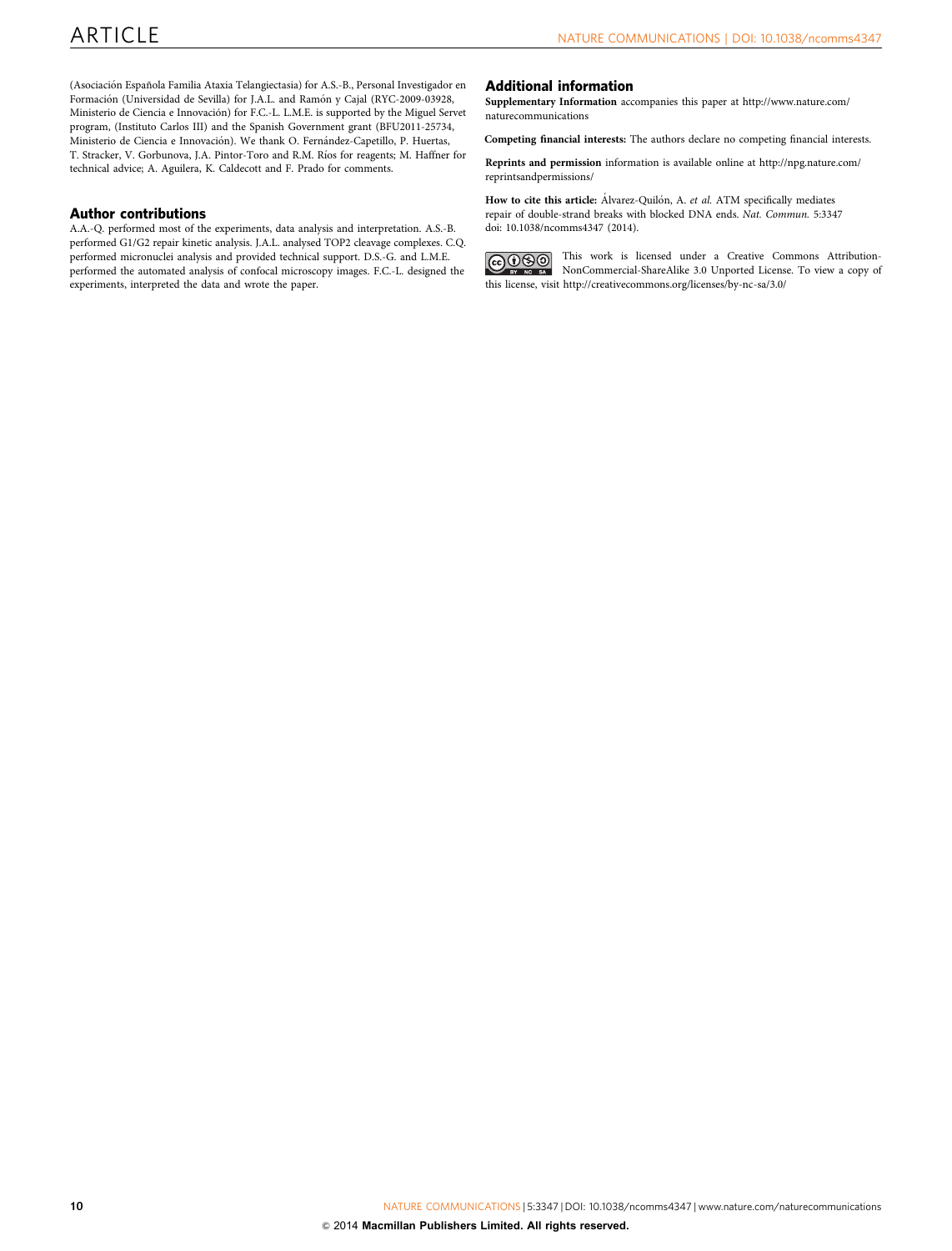(Asociación Española Familia Ataxia Telangiectasia) for A.S.-B., Personal Investigador en Formación (Universidad de Sevilla) for J.A.L. and Ramón y Cajal (RYC-2009-03928, Ministerio de Ciencia e Innovación) for F.C.-L. L.M.E. is supported by the Miguel Servet program, (Instituto Carlos III) and the Spanish Government grant (BFU2011-25734, Ministerio de Ciencia e Innovación). We thank O. Fernández-Capetillo, P. Huertas, T. Stracker, V. Gorbunova, J.A. Pintor-Toro and R.M. Ríos for reagents; M. Haffner for technical advice; A. Aguilera, K. Caldecott and F. Prado for comments.

## Author contributions

A.A.-Q. performed most of the experiments, data analysis and interpretation. A.S.-B. performed G1/G2 repair kinetic analysis. J.A.L. analysed TOP2 cleavage complexes. C.Q. performed micronuclei analysis and provided technical support. D.S.-G. and L.M.E. performed the automated analysis of confocal microscopy images. F.C.-L. designed the experiments, interpreted the data and wrote the paper.

## Additional information

**Supplementary Information** accompanies this paper at http://www.nature.com/naturecommunications

**Competing financial interests:** The authors declare no competing financial interests.

**Reprints and permission** information is available online at http://npg.nature.com/reprintsandpermissions/

**How to cite this article:** Álvarez-Quilón, A. *et al.* ATM specifically mediates repair of double-strand breaks with blocked DNA ends. *Nat. Commun.* 5:3347 doi: 10.1038/ncomms4347 (2014).

This work is licensed under a Creative Commons Attribution-NonCommercial-ShareAlike 3.0 Unported License. To view a copy of this license, visit http://creativecommons.org/licenses/by-nc-sa/3.0/